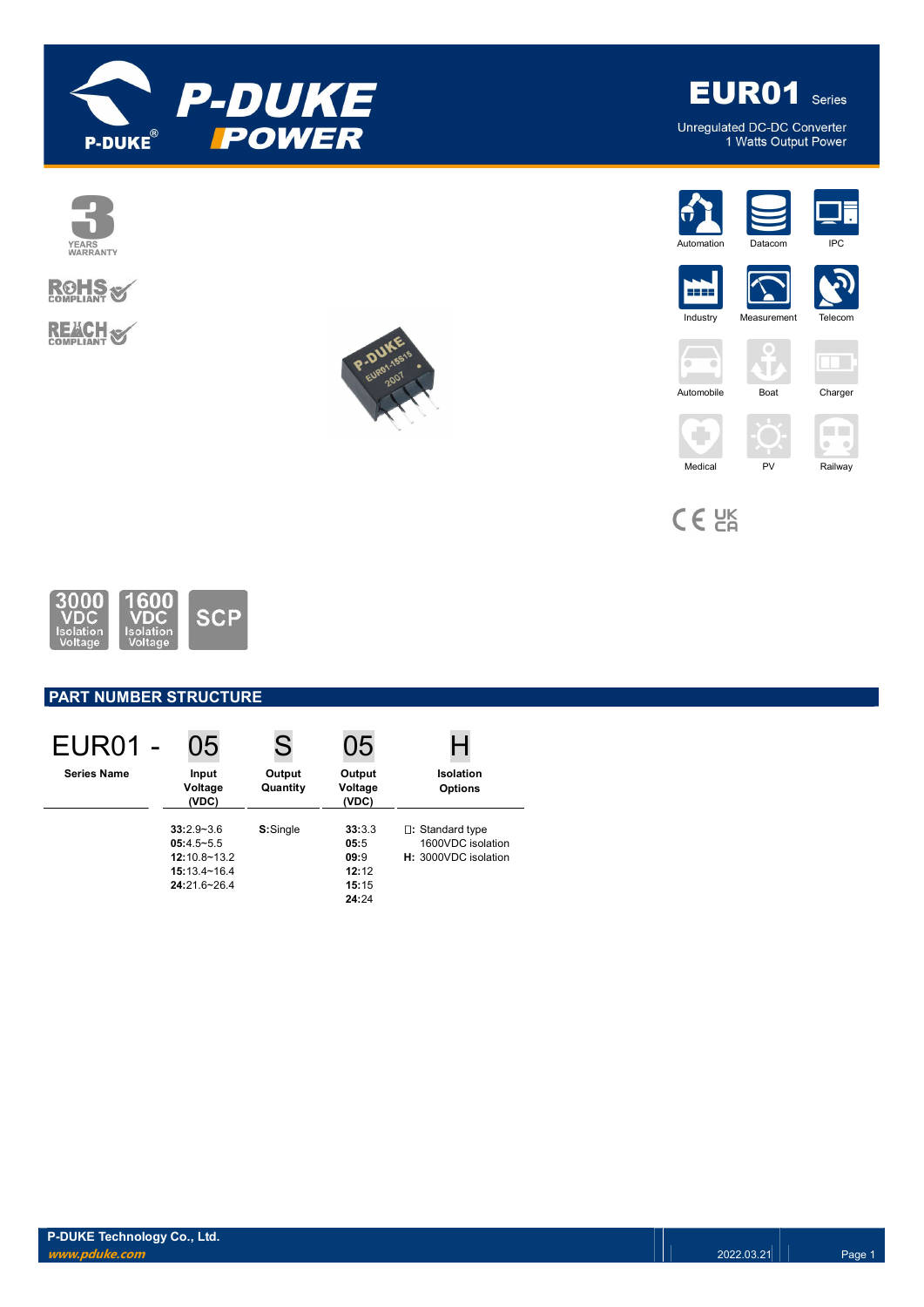# EUR01 Series

Unregulated DC-DC Converter
1 Watts Output Power

3 YEARS WARRANTY

RoHS COMPLIANT

REACH COMPLIANT

Automation | Datacom | IPC | Industry | Measurement | Telecom | Automobile | Boat | Charger | Medical | PV | Railway

3000 VDC Isolation Voltage | 1600 VDC Isolation Voltage | SCP

## PART NUMBER STRUCTURE

| EUR01 - | 05 | S | 05 | H |
|---|---|---|---|---|
| Series Name | Input Voltage (VDC) | Output Quantity | Output Voltage (VDC) | Isolation Options |
| | **33**:2.9~3.6<br>**05**:4.5~5.5<br>**12**:10.8~13.2<br>**15**:13.4~16.4<br>**24**:21.6~26.4 | **S**:Single | **33**:3.3<br>**05**:5<br>**09**:9<br>**12**:12<br>**15**:15<br>**24**:24 | □: Standard type 1600VDC isolation<br>**H:** 3000VDC isolation |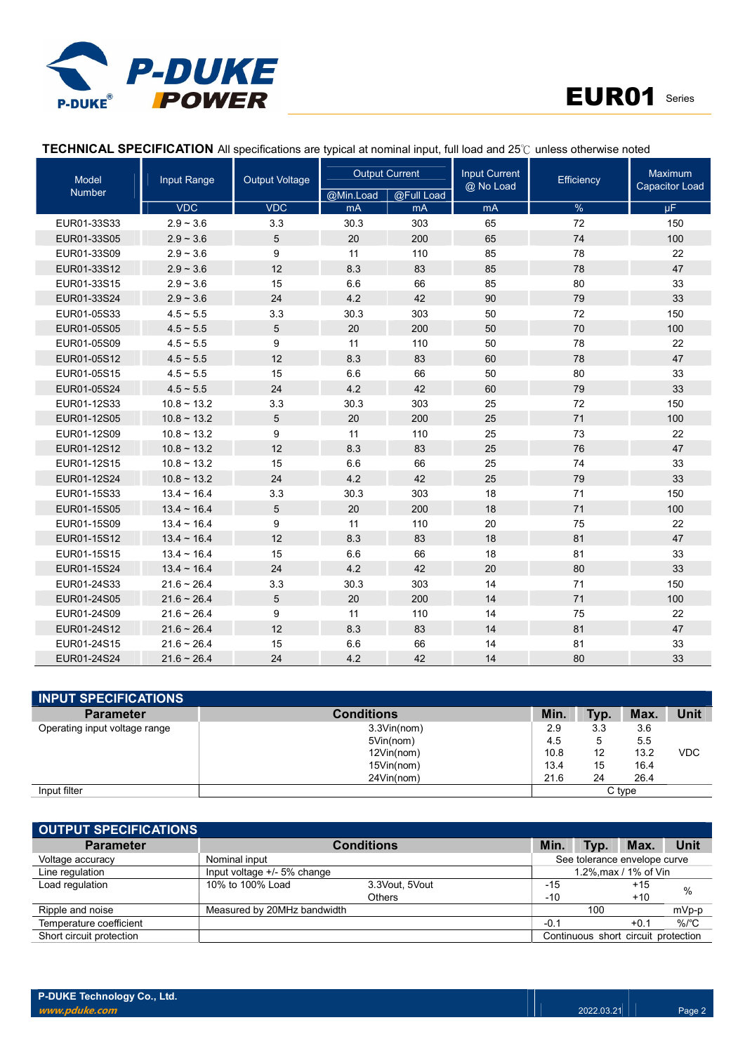## TECHNICAL SPECIFICATION
All specifications are typical at nominal input, full load and 25℃ unless otherwise noted

| Model Number | Input Range | Output Voltage | Output Current | | Input Current @ No Load | Efficiency | Maximum Capacitor Load |
|---|---|---|---|---|---|---|---|
| | | | @Min.Load | @Full Load | | | |
| | VDC | VDC | mA | mA | mA | % | µF |
| EUR01-33S33 | 2.9 ~ 3.6 | 3.3 | 30.3 | 303 | 65 | 72 | 150 |
| EUR01-33S05 | 2.9 ~ 3.6 | 5 | 20 | 200 | 65 | 74 | 100 |
| EUR01-33S09 | 2.9 ~ 3.6 | 9 | 11 | 110 | 85 | 78 | 22 |
| EUR01-33S12 | 2.9 ~ 3.6 | 12 | 8.3 | 83 | 85 | 78 | 47 |
| EUR01-33S15 | 2.9 ~ 3.6 | 15 | 6.6 | 66 | 85 | 80 | 33 |
| EUR01-33S24 | 2.9 ~ 3.6 | 24 | 4.2 | 42 | 90 | 79 | 33 |
| EUR01-05S33 | 4.5 ~ 5.5 | 3.3 | 30.3 | 303 | 50 | 72 | 150 |
| EUR01-05S05 | 4.5 ~ 5.5 | 5 | 20 | 200 | 50 | 70 | 100 |
| EUR01-05S09 | 4.5 ~ 5.5 | 9 | 11 | 110 | 50 | 78 | 22 |
| EUR01-05S12 | 4.5 ~ 5.5 | 12 | 8.3 | 83 | 60 | 78 | 47 |
| EUR01-05S15 | 4.5 ~ 5.5 | 15 | 6.6 | 66 | 50 | 80 | 33 |
| EUR01-05S24 | 4.5 ~ 5.5 | 24 | 4.2 | 42 | 60 | 79 | 33 |
| EUR01-12S33 | 10.8 ~ 13.2 | 3.3 | 30.3 | 303 | 25 | 72 | 150 |
| EUR01-12S05 | 10.8 ~ 13.2 | 5 | 20 | 200 | 25 | 71 | 100 |
| EUR01-12S09 | 10.8 ~ 13.2 | 9 | 11 | 110 | 25 | 73 | 22 |
| EUR01-12S12 | 10.8 ~ 13.2 | 12 | 8.3 | 83 | 25 | 76 | 47 |
| EUR01-12S15 | 10.8 ~ 13.2 | 15 | 6.6 | 66 | 25 | 74 | 33 |
| EUR01-12S24 | 10.8 ~ 13.2 | 24 | 4.2 | 42 | 25 | 79 | 33 |
| EUR01-15S33 | 13.4 ~ 16.4 | 3.3 | 30.3 | 303 | 18 | 71 | 150 |
| EUR01-15S05 | 13.4 ~ 16.4 | 5 | 20 | 200 | 18 | 71 | 100 |
| EUR01-15S09 | 13.4 ~ 16.4 | 9 | 11 | 110 | 20 | 75 | 22 |
| EUR01-15S12 | 13.4 ~ 16.4 | 12 | 8.3 | 83 | 18 | 81 | 47 |
| EUR01-15S15 | 13.4 ~ 16.4 | 15 | 6.6 | 66 | 18 | 81 | 33 |
| EUR01-15S24 | 13.4 ~ 16.4 | 24 | 4.2 | 42 | 20 | 80 | 33 |
| EUR01-24S33 | 21.6 ~ 26.4 | 3.3 | 30.3 | 303 | 14 | 71 | 150 |
| EUR01-24S05 | 21.6 ~ 26.4 | 5 | 20 | 200 | 14 | 71 | 100 |
| EUR01-24S09 | 21.6 ~ 26.4 | 9 | 11 | 110 | 14 | 75 | 22 |
| EUR01-24S12 | 21.6 ~ 26.4 | 12 | 8.3 | 83 | 14 | 81 | 47 |
| EUR01-24S15 | 21.6 ~ 26.4 | 15 | 6.6 | 66 | 14 | 81 | 33 |
| EUR01-24S24 | 21.6 ~ 26.4 | 24 | 4.2 | 42 | 14 | 80 | 33 |

## INPUT SPECIFICATIONS

| Parameter | Conditions | Min. | Typ. | Max. | Unit |
|---|---|---|---|---|---|
| Operating input voltage range | 3.3Vin(nom) | 2.9 | 3.3 | 3.6 | VDC |
| | 5Vin(nom) | 4.5 | 5 | 5.5 | VDC |
| | 12Vin(nom) | 10.8 | 12 | 13.2 | VDC |
| | 15Vin(nom) | 13.4 | 15 | 16.4 | VDC |
| | 24Vin(nom) | 21.6 | 24 | 26.4 | VDC |
| Input filter | | C type | | | |

## OUTPUT SPECIFICATIONS

| Parameter | Conditions | | Min. | Typ. | Max. | Unit |
|---|---|---|---|---|---|---|
| Voltage accuracy | Nominal input | | See tolerance envelope curve | | | |
| Line regulation | Input voltage +/- 5% change | | 1.2%,max / 1% of Vin | | | |
| Load regulation | 10% to 100% Load | 3.3Vout, 5Vout | -15 | | +15 | % |
| | | Others | -10 | | +10 | % |
| Ripple and noise | Measured by 20MHz bandwidth | | | 100 | | mVp-p |
| Temperature coefficient | | | -0.1 | | +0.1 | %/°C |
| Short circuit protection | | | Continuous short circuit protection | | | |

P-DUKE Technology Co., Ltd.
www.pduke.com
2022.03.21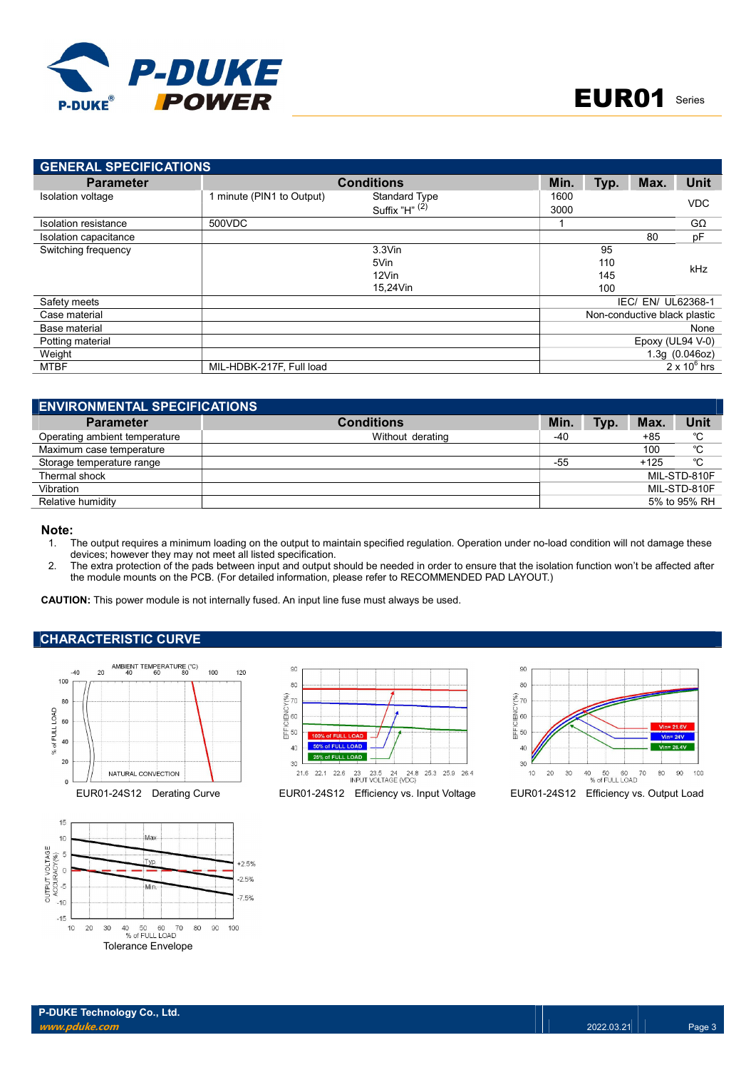## GENERAL SPECIFICATIONS

| Parameter | Conditions | | Min. | Typ. | Max. | Unit |
|---|---|---|---|---|---|---|
| Isolation voltage | 1 minute (PIN1 to Output) | Standard Type | 1600 | | | VDC |
| | | Suffix "H" (2) | 3000 | | | |
| Isolation resistance | 500VDC | | 1 | | | GΩ |
| Isolation capacitance | | | | | 80 | pF |
| Switching frequency | | 3.3Vin | | 95 | | kHz |
| | | 5Vin | | 110 | | |
| | | 12Vin | | 145 | | |
| | | 15,24Vin | | 100 | | |
| Safety meets | | | IEC/ EN/ UL62368-1 | | | |
| Case material | | | Non-conductive black plastic | | | |
| Base material | | | None | | | |
| Potting material | | | Epoxy (UL94 V-0) | | | |
| Weight | | | 1.3g (0.046oz) | | | |
| MTBF | MIL-HDBK-217F, Full load | | $2 \times 10^6$ hrs | | | |

## ENVIRONMENTAL SPECIFICATIONS

| Parameter | Conditions | Min. | Typ. | Max. | Unit |
|---|---|---|---|---|---|
| Operating ambient temperature | Without derating | -40 | | +85 | ℃ |
| Maximum case temperature | | | | 100 | ℃ |
| Storage temperature range | | -55 | | +125 | ℃ |
| Thermal shock | | MIL-STD-810F | | | |
| Vibration | | MIL-STD-810F | | | |
| Relative humidity | | 5% to 95% RH | | | |

**Note:**

1. The output requires a minimum loading on the output to maintain specified regulation. Operation under no-load condition will not damage these devices; however they may not meet all listed specification.
2. The extra protection of the pads between input and output should be needed in order to ensure that the isolation function won't be affected after the module mounts on the PCB. (For detailed information, please refer to RECOMMENDED PAD LAYOUT.)

**CAUTION:** This power module is not internally fused. An input line fuse must always be used.

## CHARACTERISTIC CURVE

EUR01-24S12 Derating Curve

EUR01-24S12 Efficiency vs. Input Voltage

EUR01-24S12 Efficiency vs. Output Load

Tolerance Envelope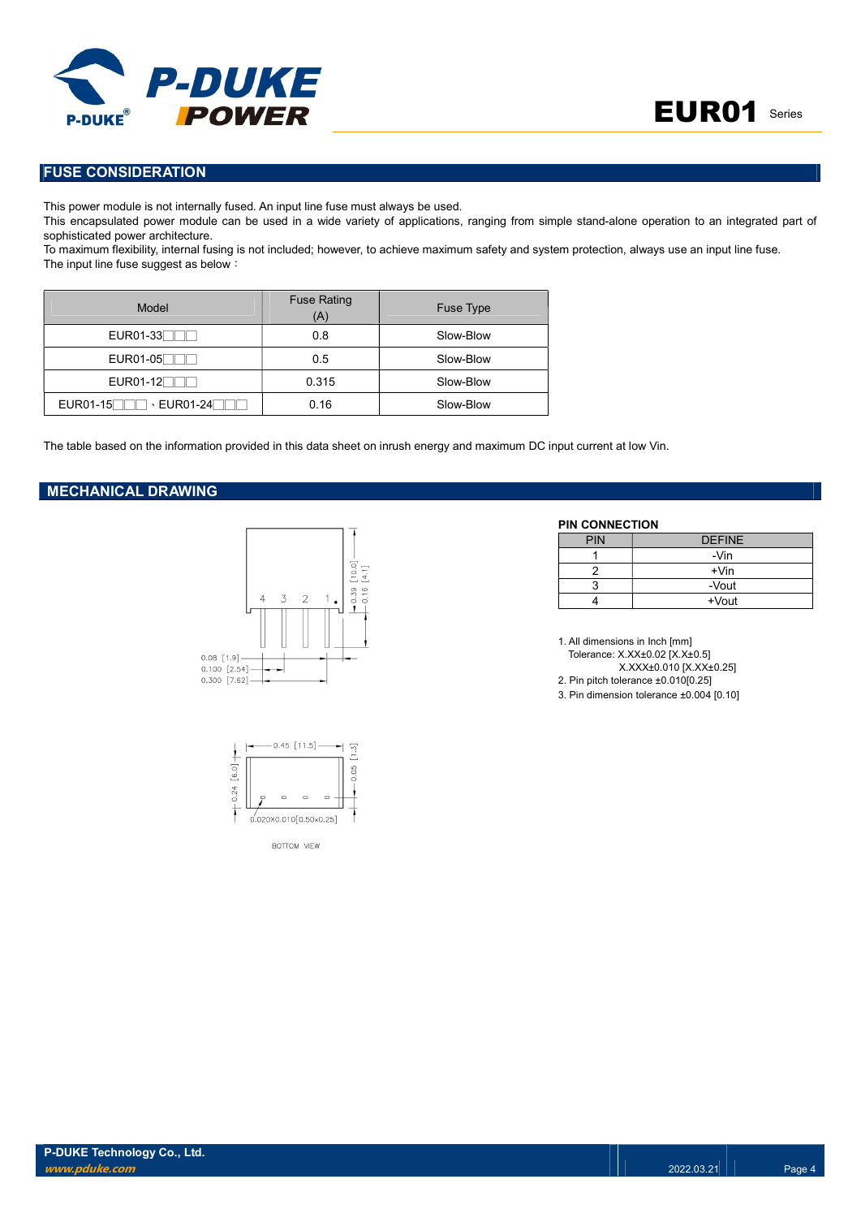## FUSE CONSIDERATION

This power module is not internally fused. An input line fuse must always be used.
This encapsulated power module can be used in a wide variety of applications, ranging from simple stand-alone operation to an integrated part of sophisticated power architecture.
To maximum flexibility, internal fusing is not included; however, to achieve maximum safety and system protection, always use an input line fuse.
The input line fuse suggest as below：

| Model | Fuse Rating (A) | Fuse Type |
|---|---|---|
| EUR01-33□□□ | 0.8 | Slow-Blow |
| EUR01-05□□□ | 0.5 | Slow-Blow |
| EUR01-12□□□ | 0.315 | Slow-Blow |
| EUR01-15□□□、EUR01-24□□□ | 0.16 | Slow-Blow |

The table based on the information provided in this data sheet on inrush energy and maximum DC input current at low Vin.

## MECHANICAL DRAWING

4 3 2 1

0.39 [10.0]
0.16 [4.1]
0.08 [1.9]
0.100 [2.54]
0.300 [7.62]

0.45 [11.5]
0.24 [6.0]
0.05 [1.3]
0.020X0.010[0.50×0.25]

BOTTOM VIEW

**PIN CONNECTION**

| PIN | DEFINE |
|---|---|
| 1 | -Vin |
| 2 | +Vin |
| 3 | -Vout |
| 4 | +Vout |

1. All dimensions in Inch [mm]
   Tolerance: X.XX±0.02 [X.X±0.5]
   X.XXX±0.010 [X.XX±0.25]
2. Pin pitch tolerance ±0.010[0.25]
3. Pin dimension tolerance ±0.004 [0.10]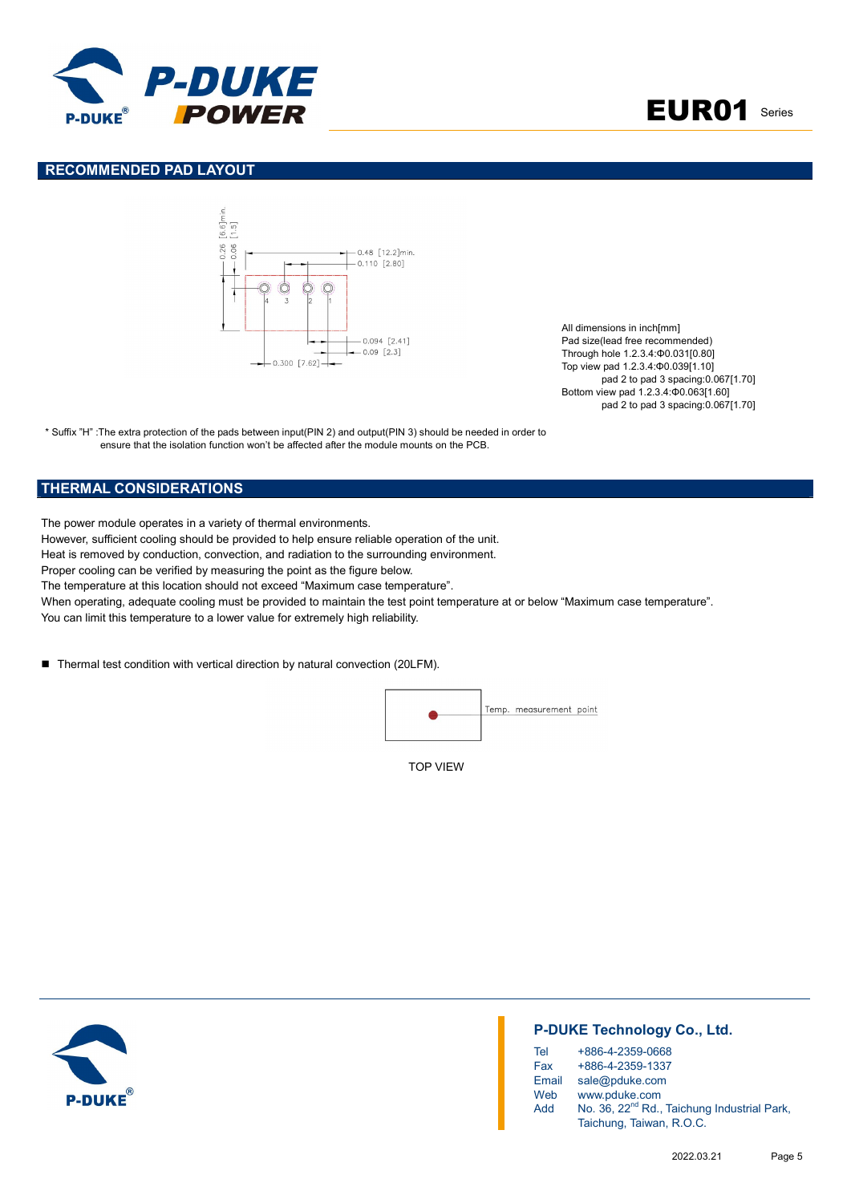## RECOMMENDED PAD LAYOUT

0.26 [6.6]min.
0.06 [1.5]
0.48 [12.2]min.
0.110 [2.80]
4 3 2 1
0.094 [2.41]
0.09 [2.3]
0.300 [7.62]

All dimensions in inch[mm]
Pad size(lead free recommended)
Through hole 1.2.3.4:Φ0.031[0.80]
Top view pad 1.2.3.4:Φ0.039[1.10]
pad 2 to pad 3 spacing:0.067[1.70]
Bottom view pad 1.2.3.4:Φ0.063[1.60]
pad 2 to pad 3 spacing:0.067[1.70]

* Suffix "H" :The extra protection of the pads between input(PIN 2) and output(PIN 3) should be needed in order to ensure that the isolation function won't be affected after the module mounts on the PCB.

## THERMAL CONSIDERATIONS

The power module operates in a variety of thermal environments.
However, sufficient cooling should be provided to help ensure reliable operation of the unit.
Heat is removed by conduction, convection, and radiation to the surrounding environment.
Proper cooling can be verified by measuring the point as the figure below.
The temperature at this location should not exceed "Maximum case temperature".
When operating, adequate cooling must be provided to maintain the test point temperature at or below "Maximum case temperature".
You can limit this temperature to a lower value for extremely high reliability.

- Thermal test condition with vertical direction by natural convection (20LFM).

Temp. measurement point

TOP VIEW

**P-DUKE Technology Co., Ltd.**

Tel +886-4-2359-0668
Fax +886-4-2359-1337
Email sale@pduke.com
Web www.pduke.com
Add No. 36, 22nd Rd., Taichung Industrial Park, Taichung, Taiwan, R.O.C.

2022.03.21